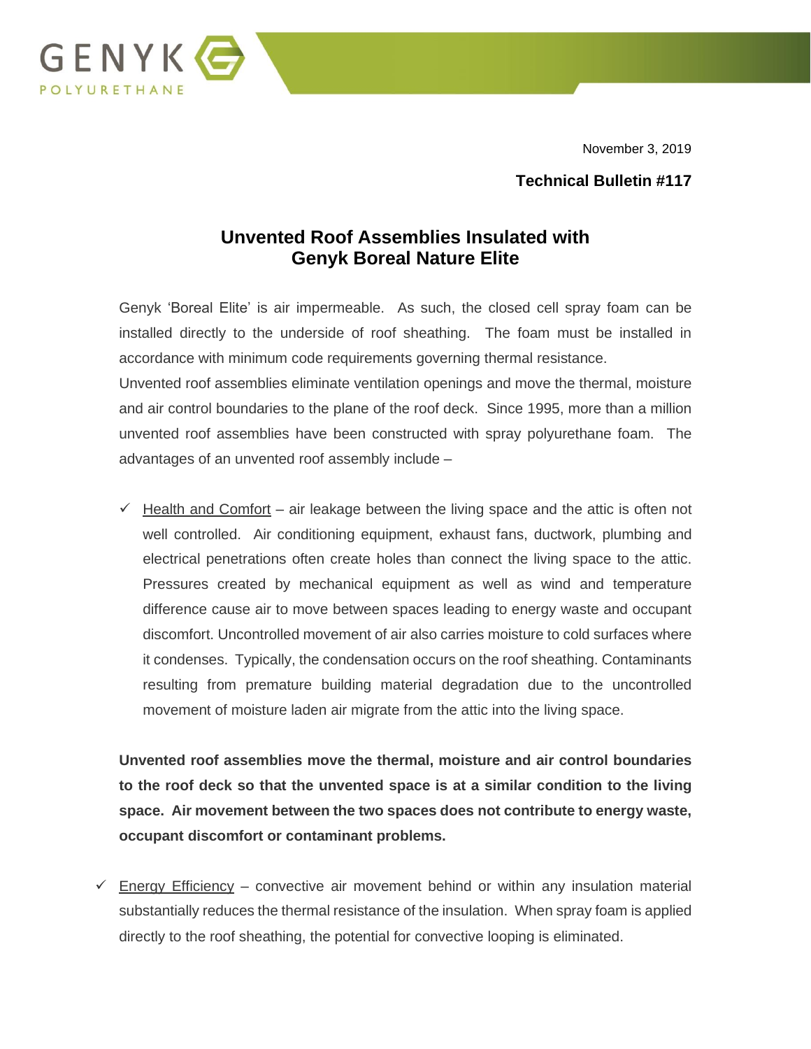November 3, 2019

**Technical Bulletin #117**

# Unvented Roof Assemblies Insulated with Genyk Boreal Nature Elite

Genyk 'Boreal Elite' is air impermeable. As such, the closed cell spray foam can be installed directly to the underside of roof sheathing. The foam must be installed in accordance with minimum code requirements governing thermal resistance.

Unvented roof assemblies eliminate ventilation openings and move the thermal, moisture and air control boundaries to the plane of the roof deck. Since 1995, more than a million unvented roof assemblies have been constructed with spray polyurethane foam. The advantages of an unvented roof assembly include –

- ✓ Health and Comfort – air leakage between the living space and the attic is often not well controlled. Air conditioning equipment, exhaust fans, ductwork, plumbing and electrical penetrations often create holes than connect the living space to the attic. Pressures created by mechanical equipment as well as wind and temperature difference cause air to move between spaces leading to energy waste and occupant discomfort. Uncontrolled movement of air also carries moisture to cold surfaces where it condenses. Typically, the condensation occurs on the roof sheathing. Contaminants resulting from premature building material degradation due to the uncontrolled movement of moisture laden air migrate from the attic into the living space.

**Unvented roof assemblies move the thermal, moisture and air control boundaries to the roof deck so that the unvented space is at a similar condition to the living space. Air movement between the two spaces does not contribute to energy waste, occupant discomfort or contaminant problems.**

- ✓ Energy Efficiency – convective air movement behind or within any insulation material substantially reduces the thermal resistance of the insulation. When spray foam is applied directly to the roof sheathing, the potential for convective looping is eliminated.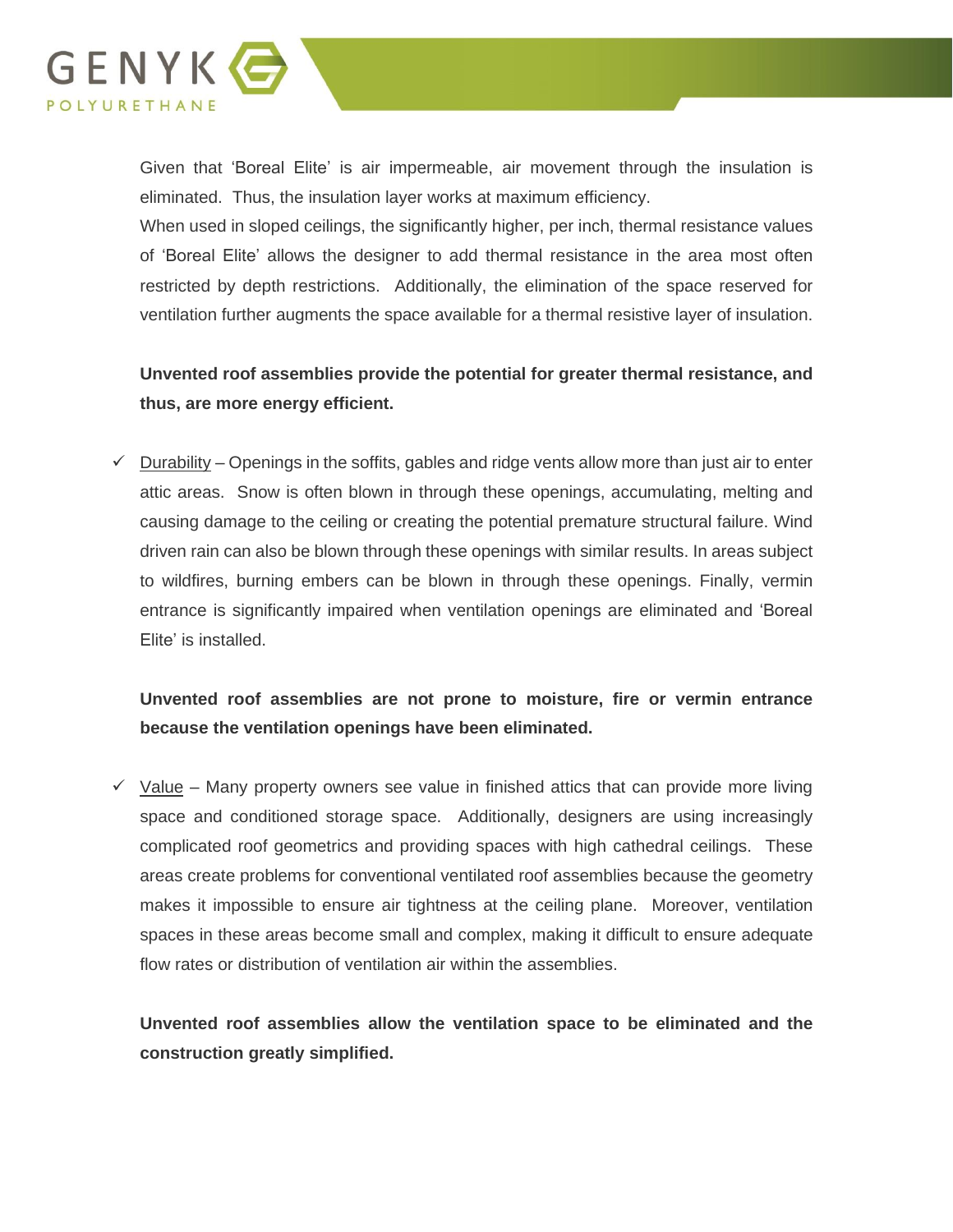Given that 'Boreal Elite' is air impermeable, air movement through the insulation is eliminated. Thus, the insulation layer works at maximum efficiency.
When used in sloped ceilings, the significantly higher, per inch, thermal resistance values of 'Boreal Elite' allows the designer to add thermal resistance in the area most often restricted by depth restrictions. Additionally, the elimination of the space reserved for ventilation further augments the space available for a thermal resistive layer of insulation.

**Unvented roof assemblies provide the potential for greater thermal resistance, and thus, are more energy efficient.**

- ✓ Durability – Openings in the soffits, gables and ridge vents allow more than just air to enter attic areas. Snow is often blown in through these openings, accumulating, melting and causing damage to the ceiling or creating the potential premature structural failure. Wind driven rain can also be blown through these openings with similar results. In areas subject to wildfires, burning embers can be blown in through these openings. Finally, vermin entrance is significantly impaired when ventilation openings are eliminated and 'Boreal Elite' is installed.

  **Unvented roof assemblies are not prone to moisture, fire or vermin entrance because the ventilation openings have been eliminated.**

- ✓ Value – Many property owners see value in finished attics that can provide more living space and conditioned storage space. Additionally, designers are using increasingly complicated roof geometrics and providing spaces with high cathedral ceilings. These areas create problems for conventional ventilated roof assemblies because the geometry makes it impossible to ensure air tightness at the ceiling plane. Moreover, ventilation spaces in these areas become small and complex, making it difficult to ensure adequate flow rates or distribution of ventilation air within the assemblies.

  **Unvented roof assemblies allow the ventilation space to be eliminated and the construction greatly simplified.**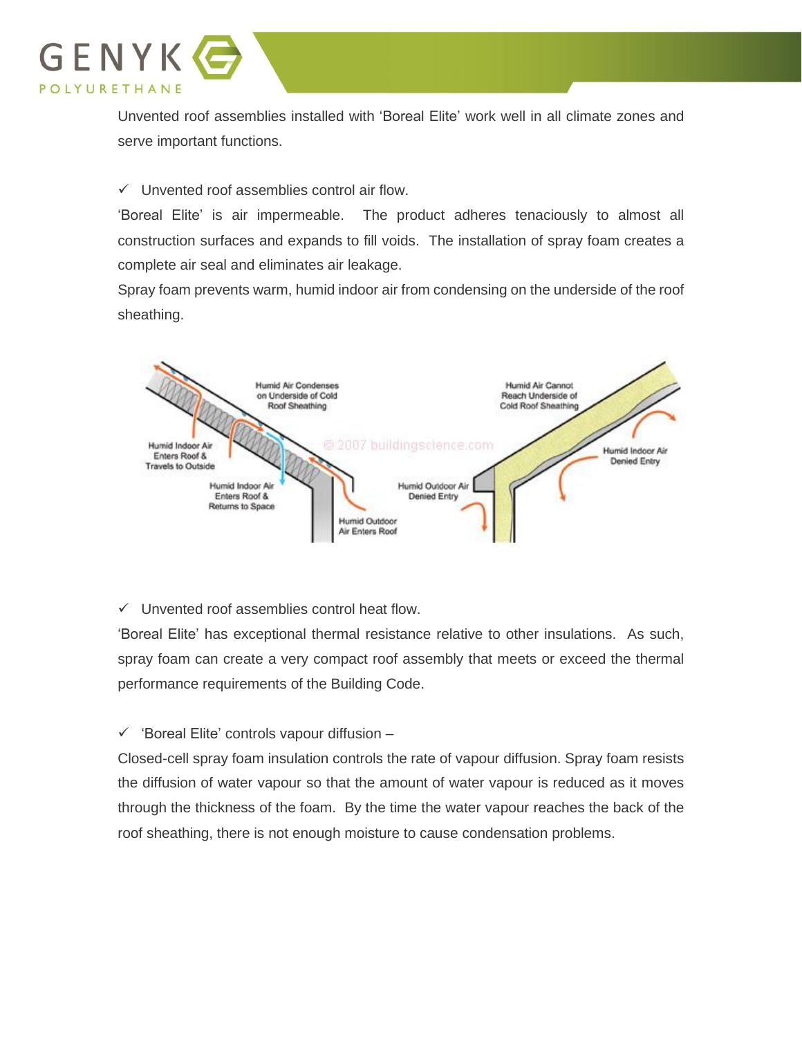Unvented roof assemblies installed with 'Boreal Elite' work well in all climate zones and serve important functions.

✓ Unvented roof assemblies control air flow.

'Boreal Elite' is air impermeable. The product adheres tenaciously to almost all construction surfaces and expands to fill voids. The installation of spray foam creates a complete air seal and eliminates air leakage.

Spray foam prevents warm, humid indoor air from condensing on the underside of the roof sheathing.

✓ Unvented roof assemblies control heat flow.

'Boreal Elite' has exceptional thermal resistance relative to other insulations. As such, spray foam can create a very compact roof assembly that meets or exceed the thermal performance requirements of the Building Code.

✓ 'Boreal Elite' controls vapour diffusion –

Closed-cell spray foam insulation controls the rate of vapour diffusion. Spray foam resists the diffusion of water vapour so that the amount of water vapour is reduced as it moves through the thickness of the foam. By the time the water vapour reaches the back of the roof sheathing, there is not enough moisture to cause condensation problems.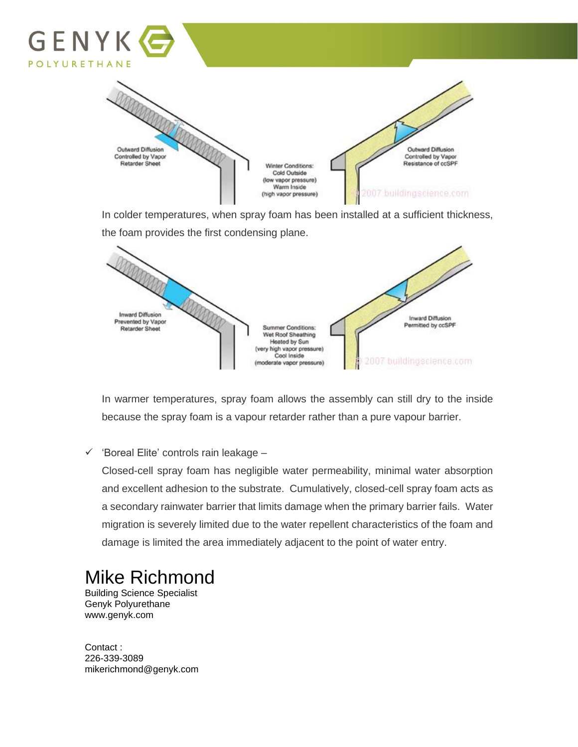Outward Diffusion Controlled by Vapor Retarder Sheet

Winter Conditions: Cold Outside (low vapor pressure) Warm Inside (high vapor pressure)

Outward Diffusion Controlled by Vapor Resistance of ccSPF

© 2007 buildingscience.com

In colder temperatures, when spray foam has been installed at a sufficient thickness, the foam provides the first condensing plane.

Inward Diffusion Prevented by Vapor Retarder Sheet

Summer Conditions: Wet Roof Sheathing Heated by Sun (very high vapor pressure) Cool Inside (moderate vapor pressure)

Inward Diffusion Permitted by ccSPF

© 2007 buildingscience.com

In warmer temperatures, spray foam allows the assembly can still dry to the inside because the spray foam is a vapour retarder rather than a pure vapour barrier.

- ✓ 'Boreal Elite' controls rain leakage –

  Closed-cell spray foam has negligible water permeability, minimal water absorption and excellent adhesion to the substrate. Cumulatively, closed-cell spray foam acts as a secondary rainwater barrier that limits damage when the primary barrier fails. Water migration is severely limited due to the water repellent characteristics of the foam and damage is limited the area immediately adjacent to the point of water entry.

# Mike Richmond

Building Science Specialist
Genyk Polyurethane
www.genyk.com

Contact :
226-339-3089
mikerichmond@genyk.com